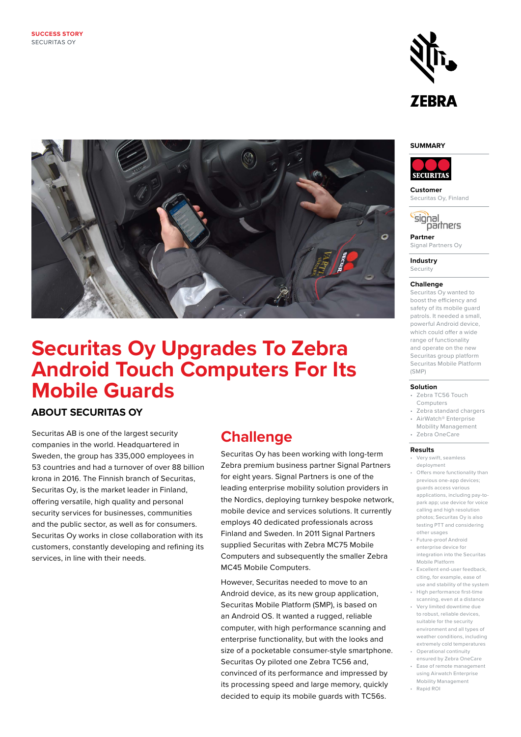SUCCESS STORY
SECURITAS OY

# Securitas Oy Upgrades To Zebra Android Touch Computers For Its Mobile Guards

## ABOUT SECURITAS OY

Securitas AB is one of the largest security companies in the world. Headquartered in Sweden, the group has 335,000 employees in 53 countries and had a turnover of over 88 billion krona in 2016. The Finnish branch of Securitas, Securitas Oy, is the market leader in Finland, offering versatile, high quality and personal security services for businesses, communities and the public sector, as well as for consumers. Securitas Oy works in close collaboration with its customers, constantly developing and refining its services, in line with their needs.

## Challenge

Securitas Oy has been working with long-term Zebra premium business partner Signal Partners for eight years. Signal Partners is one of the leading enterprise mobility solution providers in the Nordics, deploying turnkey bespoke network, mobile device and services solutions. It currently employs 40 dedicated professionals across Finland and Sweden. In 2011 Signal Partners supplied Securitas with Zebra MC75 Mobile Computers and subsequently the smaller Zebra MC45 Mobile Computers.

However, Securitas needed to move to an Android device, as its new group application, Securitas Mobile Platform (SMP), is based on an Android OS. It wanted a rugged, reliable computer, with high performance scanning and enterprise functionality, but with the looks and size of a pocketable consumer-style smartphone. Securitas Oy piloted one Zebra TC56 and, convinced of its performance and impressed by its processing speed and large memory, quickly decided to equip its mobile guards with TC56s.

## SUMMARY

**Customer**
Securitas Oy, Finland

**Partner**
Signal Partners Oy

**Industry**
Security

**Challenge**
Securitas Oy wanted to boost the efficiency and safety of its mobile guard patrols. It needed a small, powerful Android device, which could offer a wide range of functionality and operate on the new Securitas group platform Securitas Mobile Platform (SMP)

**Solution**
- Zebra TC56 Touch Computers
- Zebra standard chargers
- AirWatch® Enterprise Mobility Management
- Zebra OneCare

**Results**
- Very swift, seamless deployment
- Offers more functionality than previous one-app devices; guards access various applications, including pay-to-park app; use device for voice calling and high resolution photos; Securitas Oy is also testing PTT and considering other usages
- Future-proof Android enterprise device for integration into the Securitas Mobile Platform
- Excellent end-user feedback, citing, for example, ease of use and stability of the system
- High performance first-time scanning, even at a distance
- Very limited downtime due to robust, reliable devices, suitable for the security environment and all types of weather conditions, including extremely cold temperatures
- Operational continuity ensured by Zebra OneCare
- Ease of remote management using Airwatch Enterprise Mobility Management
- Rapid ROI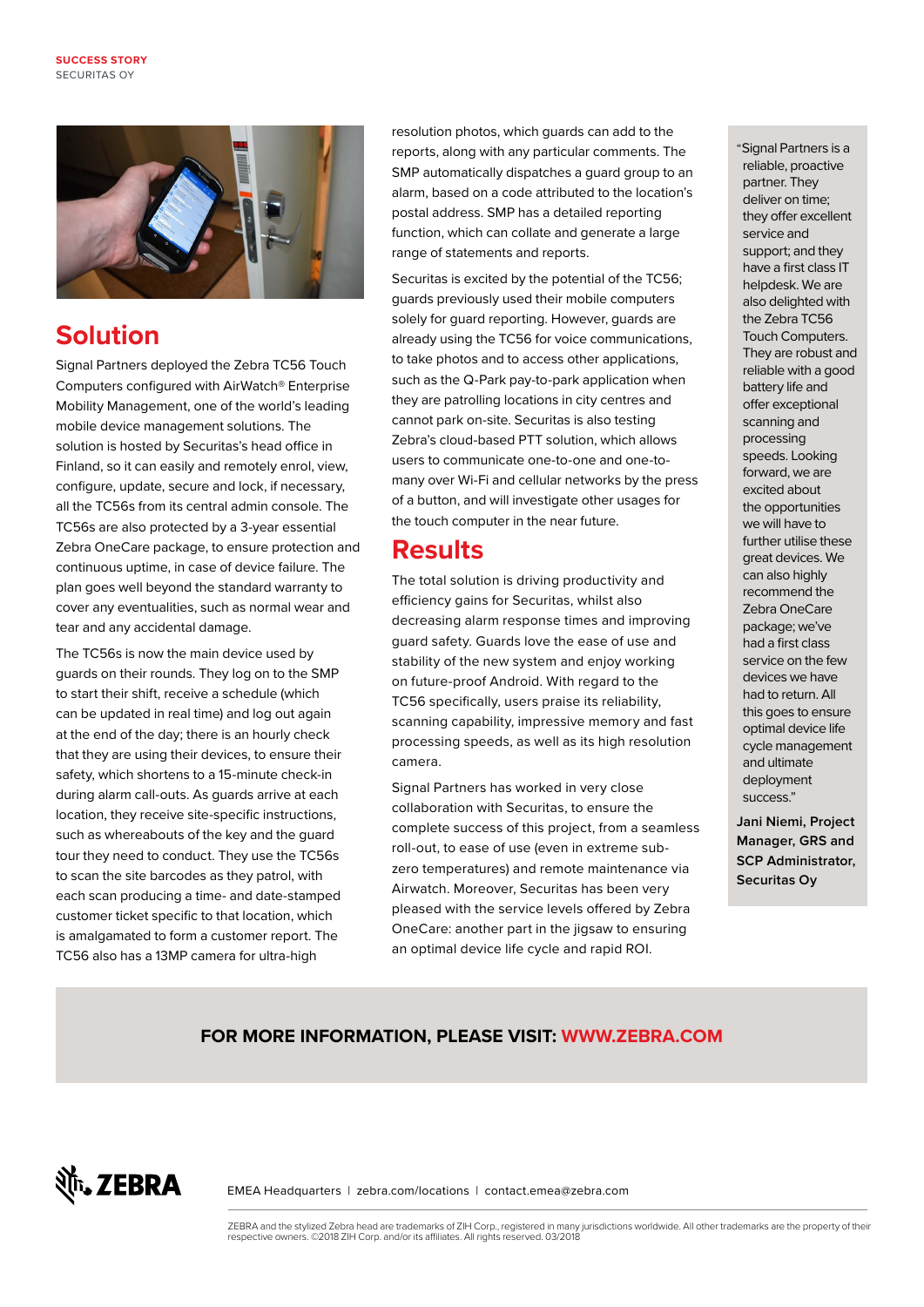## Solution

Signal Partners deployed the Zebra TC56 Touch Computers configured with AirWatch® Enterprise Mobility Management, one of the world's leading mobile device management solutions. The solution is hosted by Securitas's head office in Finland, so it can easily and remotely enrol, view, configure, update, secure and lock, if necessary, all the TC56s from its central admin console. The TC56s are also protected by a 3-year essential Zebra OneCare package, to ensure protection and continuous uptime, in case of device failure. The plan goes well beyond the standard warranty to cover any eventualities, such as normal wear and tear and any accidental damage.

The TC56s is now the main device used by guards on their rounds. They log on to the SMP to start their shift, receive a schedule (which can be updated in real time) and log out again at the end of the day; there is an hourly check that they are using their devices, to ensure their safety, which shortens to a 15-minute check-in during alarm call-outs. As guards arrive at each location, they receive site-specific instructions, such as whereabouts of the key and the guard tour they need to conduct. They use the TC56s to scan the site barcodes as they patrol, with each scan producing a time- and date-stamped customer ticket specific to that location, which is amalgamated to form a customer report. The TC56 also has a 13MP camera for ultra-high resolution photos, which guards can add to the reports, along with any particular comments. The SMP automatically dispatches a guard group to an alarm, based on a code attributed to the location's postal address. SMP has a detailed reporting function, which can collate and generate a large range of statements and reports.

Securitas is excited by the potential of the TC56; guards previously used their mobile computers solely for guard reporting. However, guards are already using the TC56 for voice communications, to take photos and to access other applications, such as the Q-Park pay-to-park application when they are patrolling locations in city centres and cannot park on-site. Securitas is also testing Zebra's cloud-based PTT solution, which allows users to communicate one-to-one and one-to-many over Wi-Fi and cellular networks by the press of a button, and will investigate other usages for the touch computer in the near future.

## Results

The total solution is driving productivity and efficiency gains for Securitas, whilst also decreasing alarm response times and improving guard safety. Guards love the ease of use and stability of the new system and enjoy working on future-proof Android. With regard to the TC56 specifically, users praise its reliability, scanning capability, impressive memory and fast processing speeds, as well as its high resolution camera.

Signal Partners has worked in very close collaboration with Securitas, to ensure the complete success of this project, from a seamless roll-out, to ease of use (even in extreme sub-zero temperatures) and remote maintenance via Airwatch. Moreover, Securitas has been very pleased with the service levels offered by Zebra OneCare: another part in the jigsaw to ensuring an optimal device life cycle and rapid ROI.

> "Signal Partners is a reliable, proactive partner. They deliver on time; they offer excellent service and support; and they have a first class IT helpdesk. We are also delighted with the Zebra TC56 Touch Computers. They are robust and reliable with a good battery life and offer exceptional scanning and processing speeds. Looking forward, we are excited about the opportunities we will have to further utilise these great devices. We can also highly recommend the Zebra OneCare package; we've had a first class service on the few devices we have had to return. All this goes to ensure optimal device life cycle management and ultimate deployment success."
>
> **Jani Niemi, Project Manager, GRS and SCP Administrator, Securitas Oy**

**FOR MORE INFORMATION, PLEASE VISIT: WWW.ZEBRA.COM**

EMEA Headquarters | zebra.com/locations | contact.emea@zebra.com

ZEBRA and the stylized Zebra head are trademarks of ZIH Corp., registered in many jurisdictions worldwide. All other trademarks are the property of their respective owners. ©2018 ZIH Corp. and/or its affiliates. All rights reserved. 03/2018